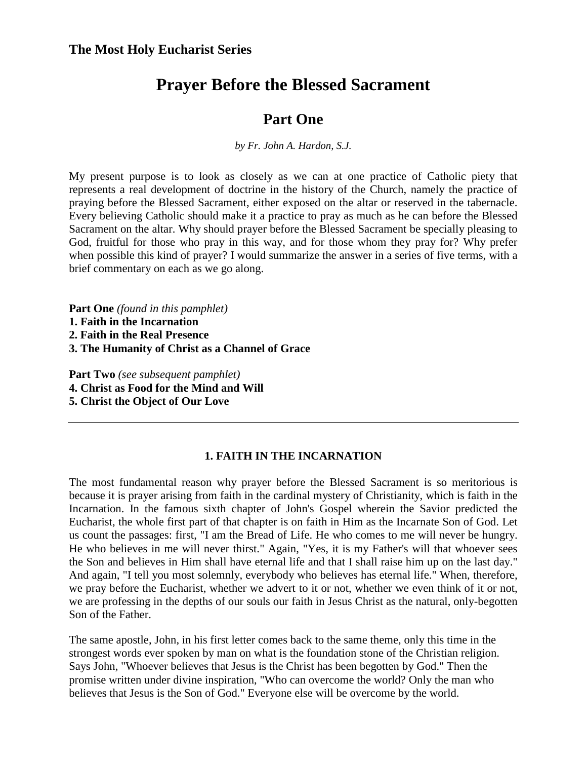**The Most Holy Eucharist Series**

# Prayer Before the Blessed Sacrament

## Part One

*by Fr. John A. Hardon, S.J.*

My present purpose is to look as closely as we can at one practice of Catholic piety that represents a real development of doctrine in the history of the Church, namely the practice of praying before the Blessed Sacrament, either exposed on the altar or reserved in the tabernacle. Every believing Catholic should make it a practice to pray as much as he can before the Blessed Sacrament on the altar. Why should prayer before the Blessed Sacrament be specially pleasing to God, fruitful for those who pray in this way, and for those whom they pray for? Why prefer when possible this kind of prayer? I would summarize the answer in a series of five terms, with a brief commentary on each as we go along.

**Part One** *(found in this pamphlet)*
**1. Faith in the Incarnation**
**2. Faith in the Real Presence**
**3. The Humanity of Christ as a Channel of Grace**

**Part Two** *(see subsequent pamphlet)*
**4. Christ as Food for the Mind and Will**
**5. Christ the Object of Our Love**

---

### 1. FAITH IN THE INCARNATION

The most fundamental reason why prayer before the Blessed Sacrament is so meritorious is because it is prayer arising from faith in the cardinal mystery of Christianity, which is faith in the Incarnation. In the famous sixth chapter of John's Gospel wherein the Savior predicted the Eucharist, the whole first part of that chapter is on faith in Him as the Incarnate Son of God. Let us count the passages: first, "I am the Bread of Life. He who comes to me will never be hungry. He who believes in me will never thirst." Again, "Yes, it is my Father's will that whoever sees the Son and believes in Him shall have eternal life and that I shall raise him up on the last day." And again, "I tell you most solemnly, everybody who believes has eternal life." When, therefore, we pray before the Eucharist, whether we advert to it or not, whether we even think of it or not, we are professing in the depths of our souls our faith in Jesus Christ as the natural, only-begotten Son of the Father.

The same apostle, John, in his first letter comes back to the same theme, only this time in the strongest words ever spoken by man on what is the foundation stone of the Christian religion. Says John, "Whoever believes that Jesus is the Christ has been begotten by God." Then the promise written under divine inspiration, "Who can overcome the world? Only the man who believes that Jesus is the Son of God." Everyone else will be overcome by the world.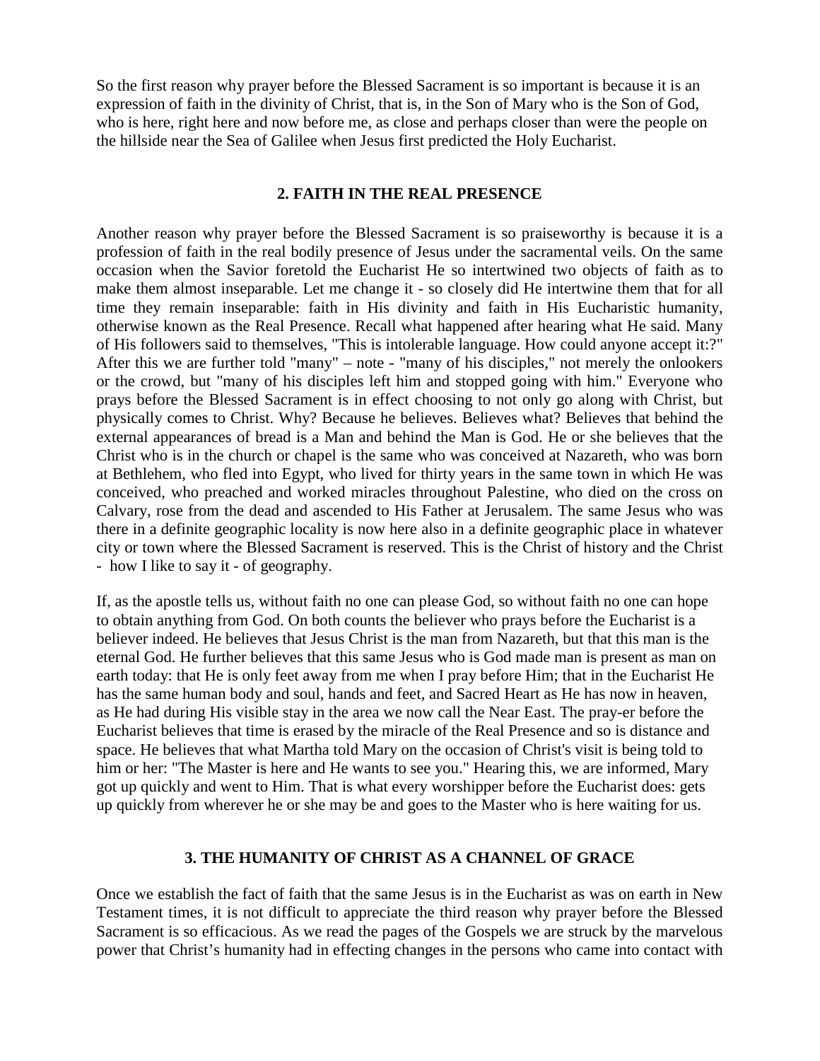So the first reason why prayer before the Blessed Sacrament is so important is because it is an expression of faith in the divinity of Christ, that is, in the Son of Mary who is the Son of God, who is here, right here and now before me, as close and perhaps closer than were the people on the hillside near the Sea of Galilee when Jesus first predicted the Holy Eucharist.

## 2. FAITH IN THE REAL PRESENCE

Another reason why prayer before the Blessed Sacrament is so praiseworthy is because it is a profession of faith in the real bodily presence of Jesus under the sacramental veils. On the same occasion when the Savior foretold the Eucharist He so intertwined two objects of faith as to make them almost inseparable. Let me change it - so closely did He intertwine them that for all time they remain inseparable: faith in His divinity and faith in His Eucharistic humanity, otherwise known as the Real Presence. Recall what happened after hearing what He said. Many of His followers said to themselves, "This is intolerable language. How could anyone accept it:?" After this we are further told "many" – note - "many of his disciples," not merely the onlookers or the crowd, but "many of his disciples left him and stopped going with him." Everyone who prays before the Blessed Sacrament is in effect choosing to not only go along with Christ, but physically comes to Christ. Why? Because he believes. Believes what? Believes that behind the external appearances of bread is a Man and behind the Man is God. He or she believes that the Christ who is in the church or chapel is the same who was conceived at Nazareth, who was born at Bethlehem, who fled into Egypt, who lived for thirty years in the same town in which He was conceived, who preached and worked miracles throughout Palestine, who died on the cross on Calvary, rose from the dead and ascended to His Father at Jerusalem. The same Jesus who was there in a definite geographic locality is now here also in a definite geographic place in whatever city or town where the Blessed Sacrament is reserved. This is the Christ of history and the Christ - how I like to say it - of geography.

If, as the apostle tells us, without faith no one can please God, so without faith no one can hope to obtain anything from God. On both counts the believer who prays before the Eucharist is a believer indeed. He believes that Jesus Christ is the man from Nazareth, but that this man is the eternal God. He further believes that this same Jesus who is God made man is present as man on earth today: that He is only feet away from me when I pray before Him; that in the Eucharist He has the same human body and soul, hands and feet, and Sacred Heart as He has now in heaven, as He had during His visible stay in the area we now call the Near East. The pray-er before the Eucharist believes that time is erased by the miracle of the Real Presence and so is distance and space. He believes that what Martha told Mary on the occasion of Christ's visit is being told to him or her: "The Master is here and He wants to see you." Hearing this, we are informed, Mary got up quickly and went to Him. That is what every worshipper before the Eucharist does: gets up quickly from wherever he or she may be and goes to the Master who is here waiting for us.

## 3. THE HUMANITY OF CHRIST AS A CHANNEL OF GRACE

Once we establish the fact of faith that the same Jesus is in the Eucharist as was on earth in New Testament times, it is not difficult to appreciate the third reason why prayer before the Blessed Sacrament is so efficacious. As we read the pages of the Gospels we are struck by the marvelous power that Christ's humanity had in effecting changes in the persons who came into contact with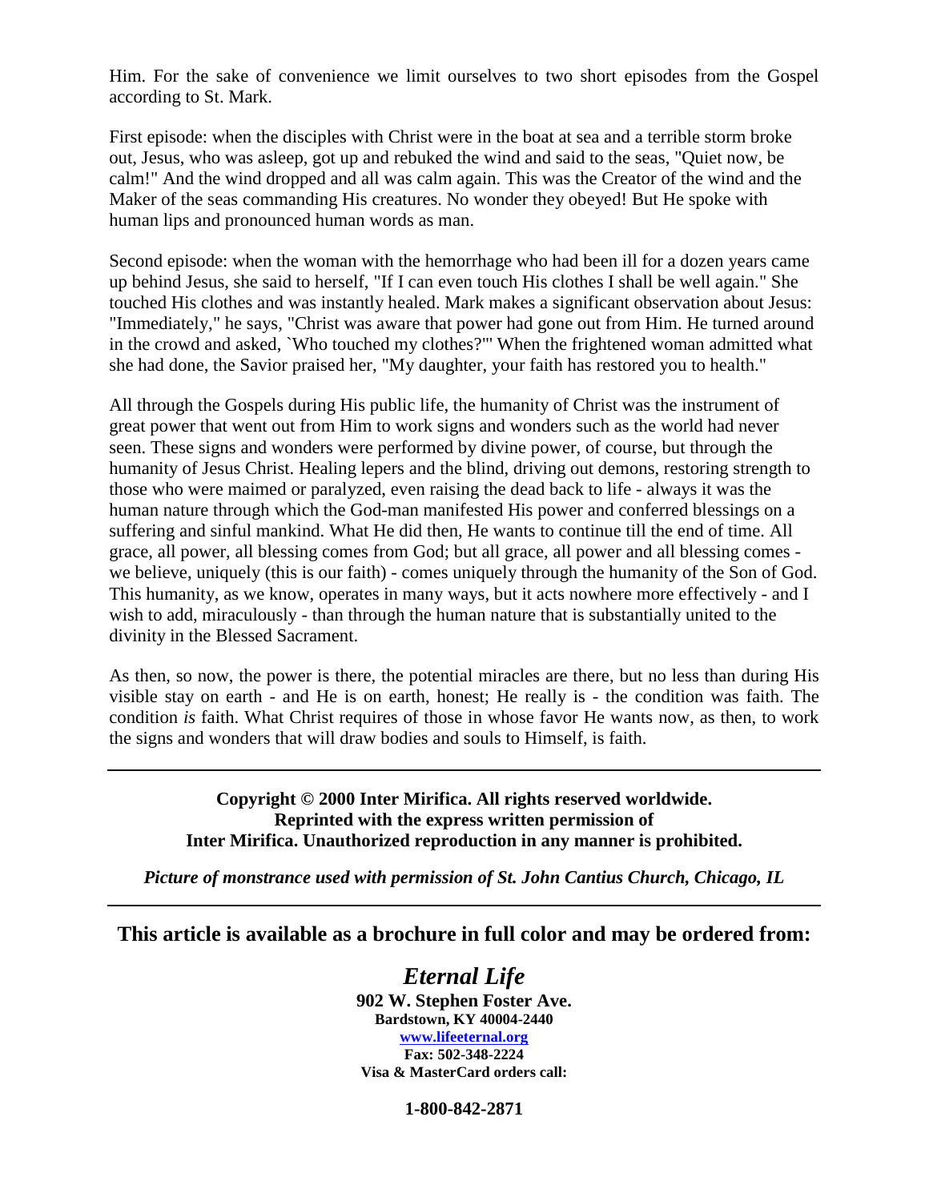Him. For the sake of convenience we limit ourselves to two short episodes from the Gospel according to St. Mark.

First episode: when the disciples with Christ were in the boat at sea and a terrible storm broke out, Jesus, who was asleep, got up and rebuked the wind and said to the seas, "Quiet now, be calm!" And the wind dropped and all was calm again. This was the Creator of the wind and the Maker of the seas commanding His creatures. No wonder they obeyed! But He spoke with human lips and pronounced human words as man.

Second episode: when the woman with the hemorrhage who had been ill for a dozen years came up behind Jesus, she said to herself, "If I can even touch His clothes I shall be well again." She touched His clothes and was instantly healed. Mark makes a significant observation about Jesus: "Immediately," he says, "Christ was aware that power had gone out from Him. He turned around in the crowd and asked, `Who touched my clothes?'" When the frightened woman admitted what she had done, the Savior praised her, "My daughter, your faith has restored you to health."

All through the Gospels during His public life, the humanity of Christ was the instrument of great power that went out from Him to work signs and wonders such as the world had never seen. These signs and wonders were performed by divine power, of course, but through the humanity of Jesus Christ. Healing lepers and the blind, driving out demons, restoring strength to those who were maimed or paralyzed, even raising the dead back to life - always it was the human nature through which the God-man manifested His power and conferred blessings on a suffering and sinful mankind. What He did then, He wants to continue till the end of time. All grace, all power, all blessing comes from God; but all grace, all power and all blessing comes - we believe, uniquely (this is our faith) - comes uniquely through the humanity of the Son of God. This humanity, as we know, operates in many ways, but it acts nowhere more effectively - and I wish to add, miraculously - than through the human nature that is substantially united to the divinity in the Blessed Sacrament.

As then, so now, the power is there, the potential miracles are there, but no less than during His visible stay on earth - and He is on earth, honest; He really is - the condition was faith. The condition *is* faith. What Christ requires of those in whose favor He wants now, as then, to work the signs and wonders that will draw bodies and souls to Himself, is faith.

---

**Copyright © 2000 Inter Mirifica. All rights reserved worldwide.**
**Reprinted with the express written permission of**
**Inter Mirifica. Unauthorized reproduction in any manner is prohibited.**

***Picture of monstrance used with permission of St. John Cantius Church, Chicago, IL***

---

**This article is available as a brochure in full color and may be ordered from:**

***Eternal Life***
**902 W. Stephen Foster Ave.**
**Bardstown, KY 40004-2440**
**www.lifeeternal.org**
**Fax: 502-348-2224**
**Visa & MasterCard orders call:**

**1-800-842-2871**